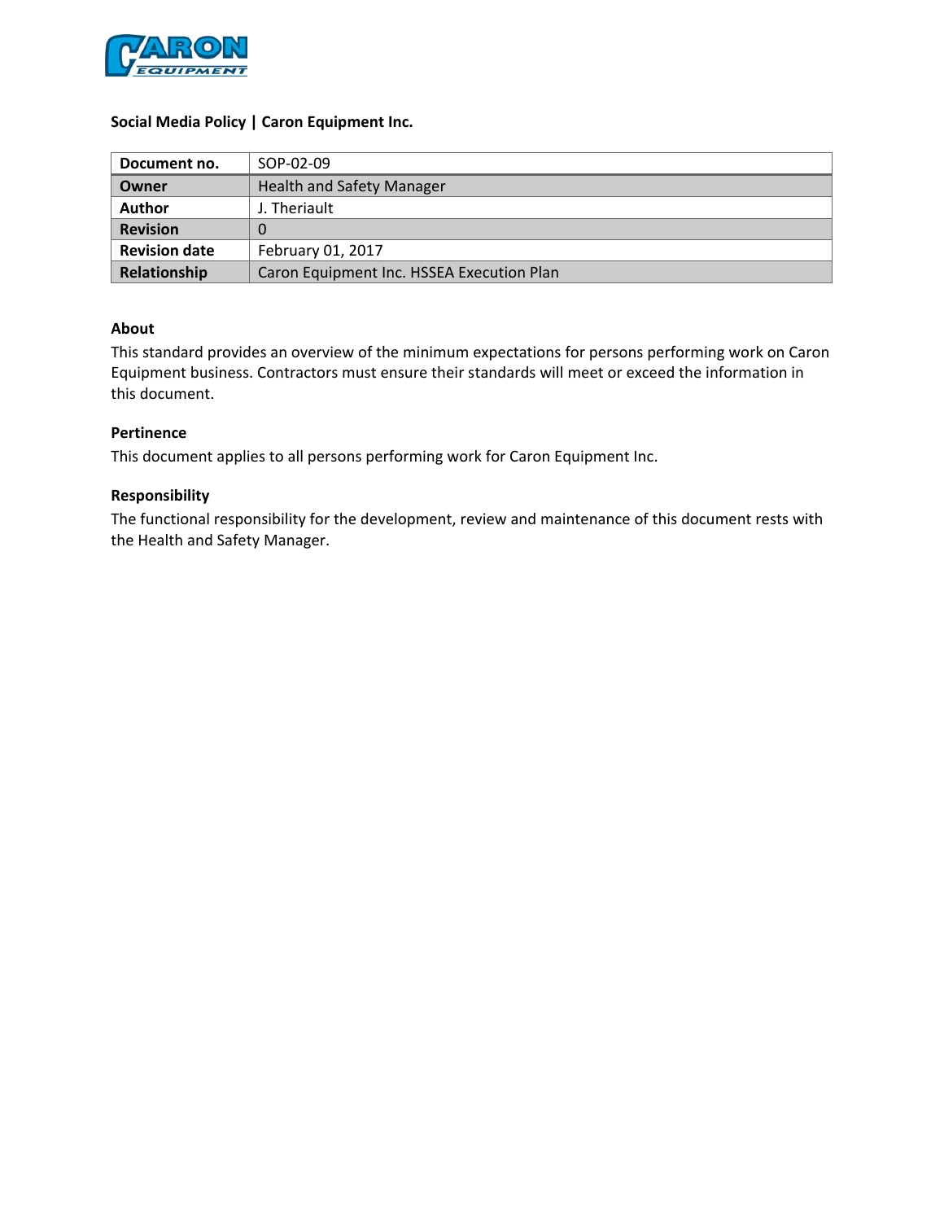**Social Media Policy | Caron Equipment Inc.**

| Document no. | SOP-02-09 |
|---|---|
| **Owner** | Health and Safety Manager |
| **Author** | J. Theriault |
| **Revision** | 0 |
| **Revision date** | February 01, 2017 |
| **Relationship** | Caron Equipment Inc. HSSEA Execution Plan |

### About

This standard provides an overview of the minimum expectations for persons performing work on Caron Equipment business. Contractors must ensure their standards will meet or exceed the information in this document.

### Pertinence

This document applies to all persons performing work for Caron Equipment Inc.

### Responsibility

The functional responsibility for the development, review and maintenance of this document rests with the Health and Safety Manager.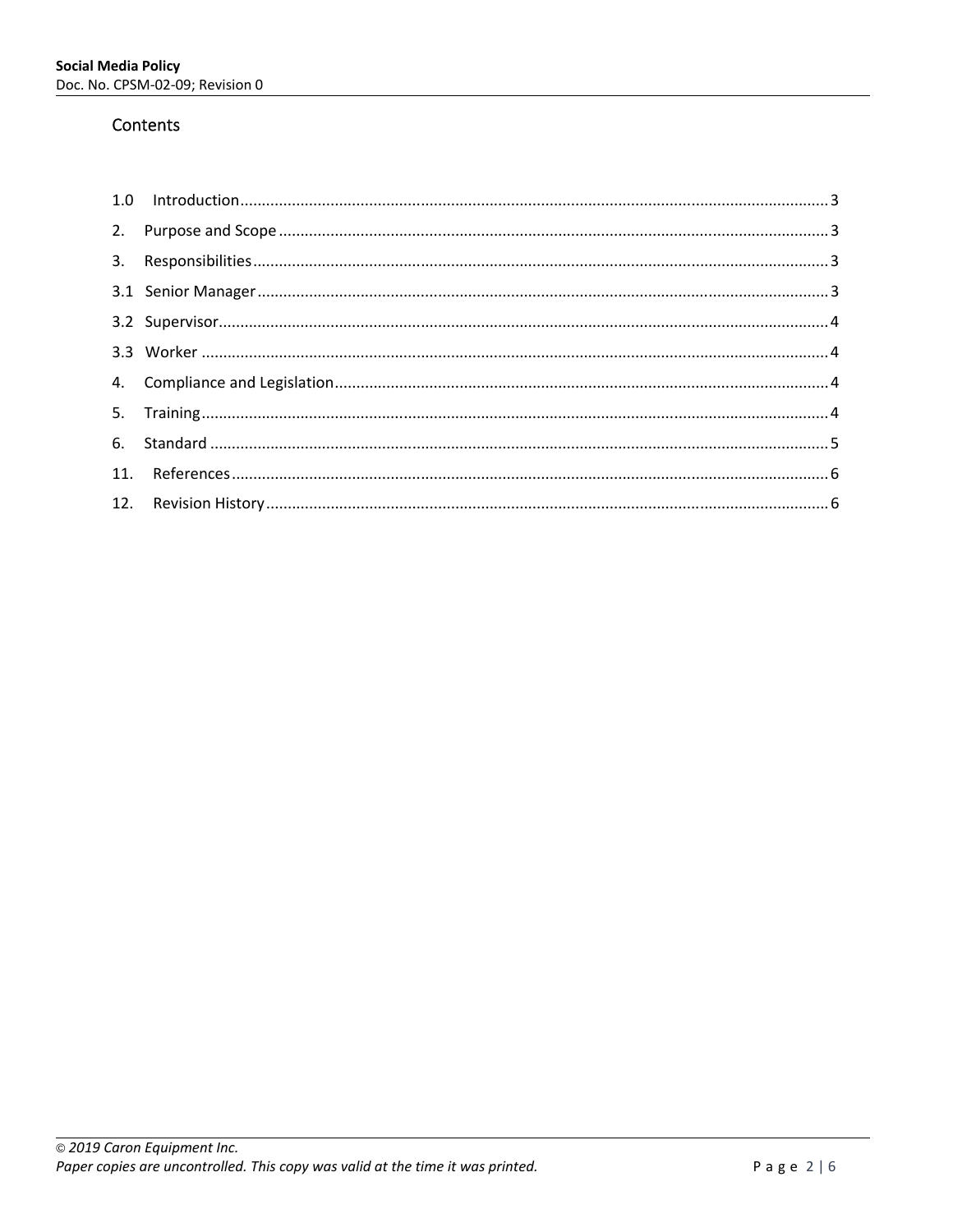## Contents

1.0 Introduction........................................................................................................................................3
2. Purpose and Scope ..............................................................................................................................3
3. Responsibilities.....................................................................................................................................3
3.1 Senior Manager....................................................................................................................................3
3.2 Supervisor............................................................................................................................................4
3.3 Worker .................................................................................................................................................4
4. Compliance and Legislation..................................................................................................................4
5. Training.................................................................................................................................................4
6. Standard ...............................................................................................................................................5
11. References.........................................................................................................................................6
12. Revision History..................................................................................................................................6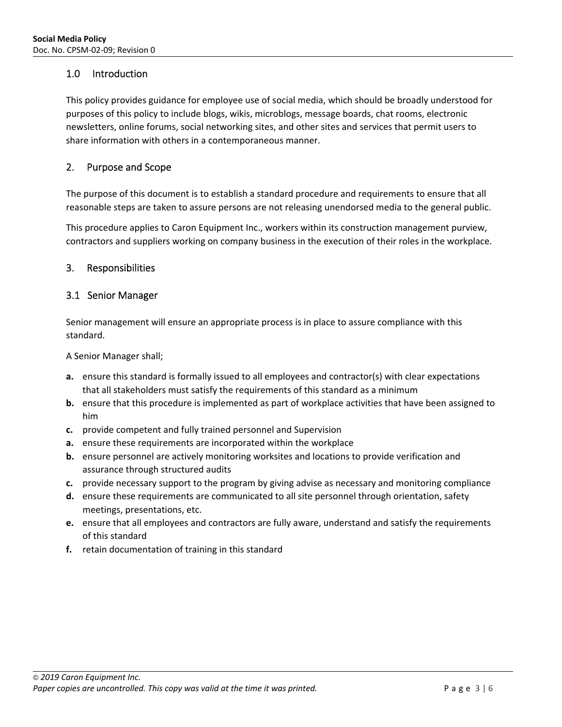## 1.0 Introduction

This policy provides guidance for employee use of social media, which should be broadly understood for purposes of this policy to include blogs, wikis, microblogs, message boards, chat rooms, electronic newsletters, online forums, social networking sites, and other sites and services that permit users to share information with others in a contemporaneous manner.

## 2. Purpose and Scope

The purpose of this document is to establish a standard procedure and requirements to ensure that all reasonable steps are taken to assure persons are not releasing unendorsed media to the general public.

This procedure applies to Caron Equipment Inc., workers within its construction management purview, contractors and suppliers working on company business in the execution of their roles in the workplace.

## 3. Responsibilities

### 3.1 Senior Manager

Senior management will ensure an appropriate process is in place to assure compliance with this standard.

A Senior Manager shall;

**a.** ensure this standard is formally issued to all employees and contractor(s) with clear expectations that all stakeholders must satisfy the requirements of this standard as a minimum

**b.** ensure that this procedure is implemented as part of workplace activities that have been assigned to him

**c.** provide competent and fully trained personnel and Supervision

**a.** ensure these requirements are incorporated within the workplace

**b.** ensure personnel are actively monitoring worksites and locations to provide verification and assurance through structured audits

**c.** provide necessary support to the program by giving advise as necessary and monitoring compliance

**d.** ensure these requirements are communicated to all site personnel through orientation, safety meetings, presentations, etc.

**e.** ensure that all employees and contractors are fully aware, understand and satisfy the requirements of this standard

**f.** retain documentation of training in this standard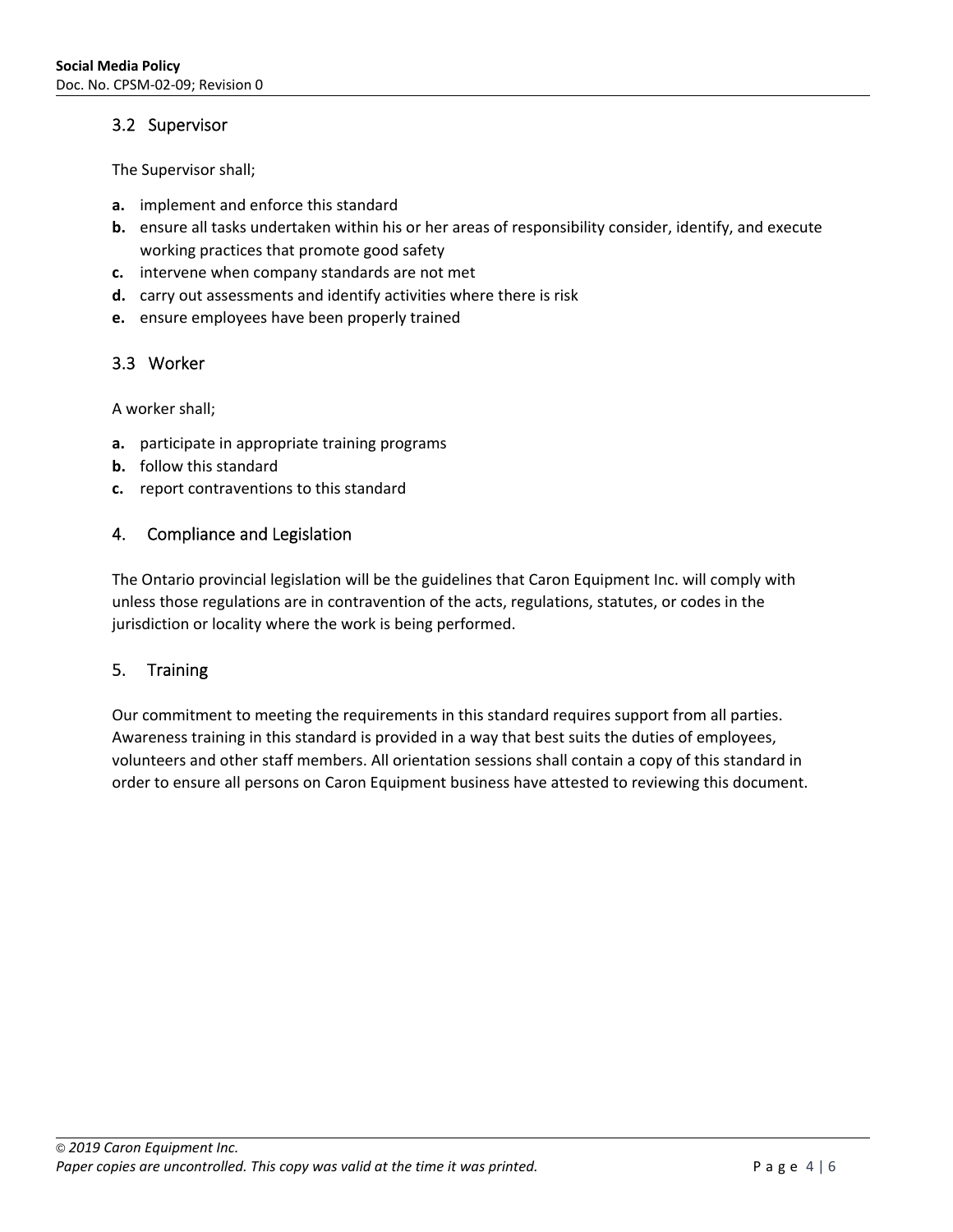### 3.2 Supervisor

The Supervisor shall;

- **a.** implement and enforce this standard
- **b.** ensure all tasks undertaken within his or her areas of responsibility consider, identify, and execute working practices that promote good safety
- **c.** intervene when company standards are not met
- **d.** carry out assessments and identify activities where there is risk
- **e.** ensure employees have been properly trained

### 3.3 Worker

A worker shall;

- **a.** participate in appropriate training programs
- **b.** follow this standard
- **c.** report contraventions to this standard

## 4. Compliance and Legislation

The Ontario provincial legislation will be the guidelines that Caron Equipment Inc. will comply with unless those regulations are in contravention of the acts, regulations, statutes, or codes in the jurisdiction or locality where the work is being performed.

## 5. Training

Our commitment to meeting the requirements in this standard requires support from all parties. Awareness training in this standard is provided in a way that best suits the duties of employees, volunteers and other staff members. All orientation sessions shall contain a copy of this standard in order to ensure all persons on Caron Equipment business have attested to reviewing this document.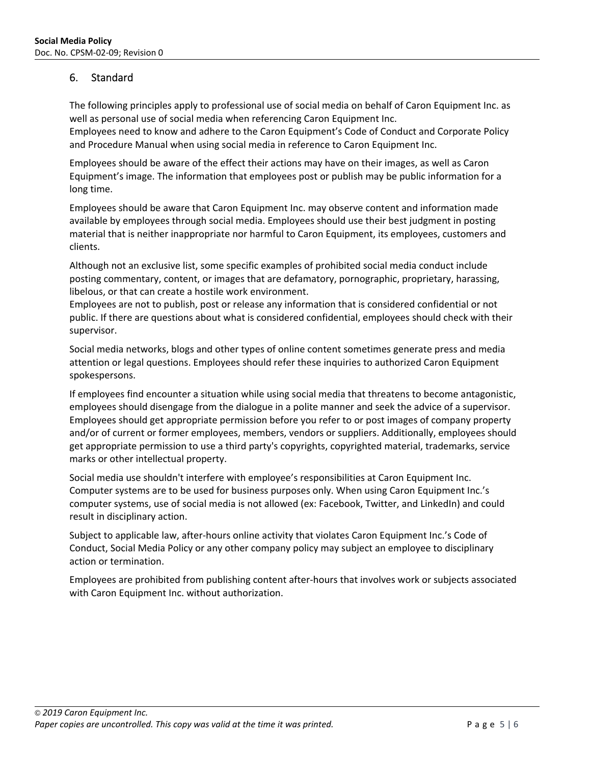## 6. Standard

The following principles apply to professional use of social media on behalf of Caron Equipment Inc. as well as personal use of social media when referencing Caron Equipment Inc.
Employees need to know and adhere to the Caron Equipment's Code of Conduct and Corporate Policy and Procedure Manual when using social media in reference to Caron Equipment Inc.

Employees should be aware of the effect their actions may have on their images, as well as Caron Equipment's image. The information that employees post or publish may be public information for a long time.

Employees should be aware that Caron Equipment Inc. may observe content and information made available by employees through social media. Employees should use their best judgment in posting material that is neither inappropriate nor harmful to Caron Equipment, its employees, customers and clients.

Although not an exclusive list, some specific examples of prohibited social media conduct include posting commentary, content, or images that are defamatory, pornographic, proprietary, harassing, libelous, or that can create a hostile work environment.
Employees are not to publish, post or release any information that is considered confidential or not public. If there are questions about what is considered confidential, employees should check with their supervisor.

Social media networks, blogs and other types of online content sometimes generate press and media attention or legal questions. Employees should refer these inquiries to authorized Caron Equipment spokespersons.

If employees find encounter a situation while using social media that threatens to become antagonistic, employees should disengage from the dialogue in a polite manner and seek the advice of a supervisor.
Employees should get appropriate permission before you refer to or post images of company property and/or of current or former employees, members, vendors or suppliers. Additionally, employees should get appropriate permission to use a third party's copyrights, copyrighted material, trademarks, service marks or other intellectual property.

Social media use shouldn't interfere with employee's responsibilities at Caron Equipment Inc. Computer systems are to be used for business purposes only. When using Caron Equipment Inc.'s computer systems, use of social media is not allowed (ex: Facebook, Twitter, and LinkedIn) and could result in disciplinary action.

Subject to applicable law, after-hours online activity that violates Caron Equipment Inc.'s Code of Conduct, Social Media Policy or any other company policy may subject an employee to disciplinary action or termination.

Employees are prohibited from publishing content after-hours that involves work or subjects associated with Caron Equipment Inc. without authorization.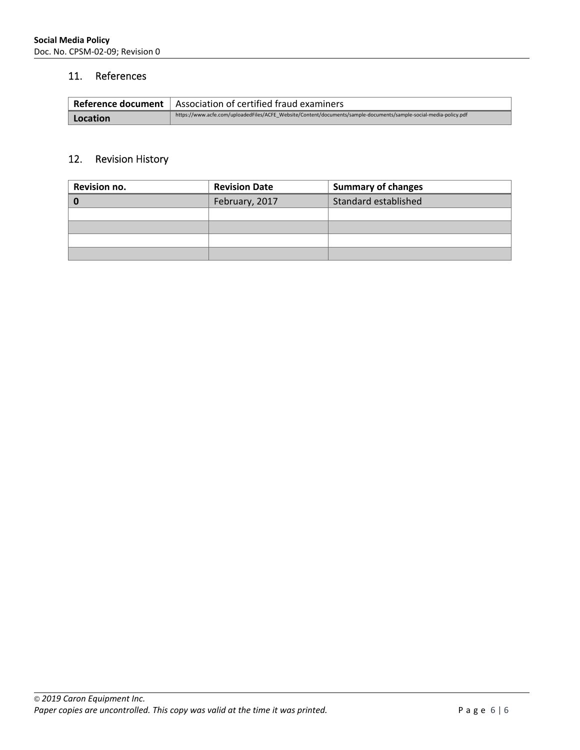## 11. References

| | |
|---|---|
| **Reference document** | Association of certified fraud examiners |
| **Location** | https://www.acfe.com/uploadedFiles/ACFE_Website/Content/documents/sample-documents/sample-social-media-policy.pdf |

## 12. Revision History

| Revision no. | Revision Date | Summary of changes |
|---|---|---|
| **0** | February, 2017 | Standard established |
| | | |
| | | |
| | | |
| | | |